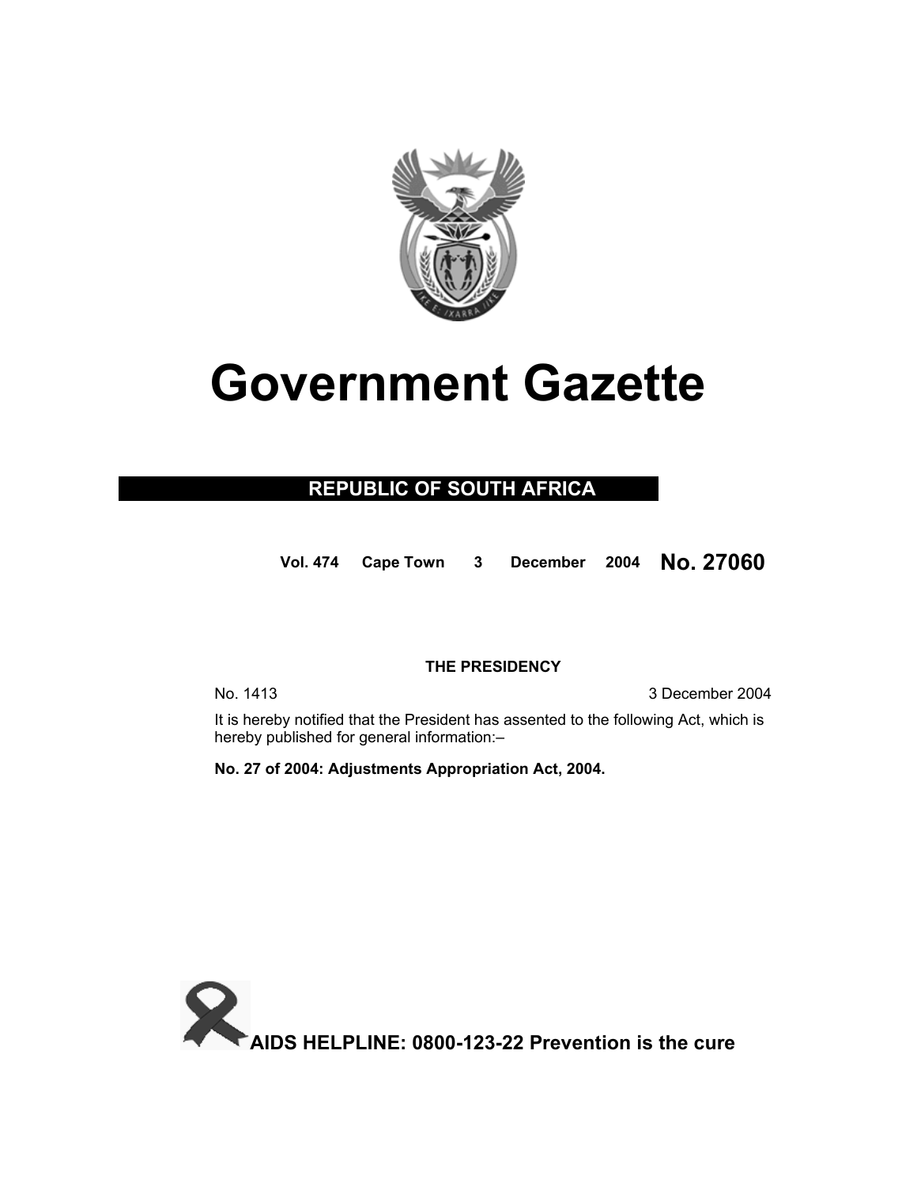# Government Gazette

## REPUBLIC OF SOUTH AFRICA

**Vol. 474 Cape Town 3 December 2004 No. 27060**

**THE PRESIDENCY**

No. 1413 3 December 2004

It is hereby notified that the President has assented to the following Act, which is hereby published for general information:–

**No. 27 of 2004: Adjustments Appropriation Act, 2004.**

**AIDS HELPLINE: 0800-123-22 Prevention is the cure**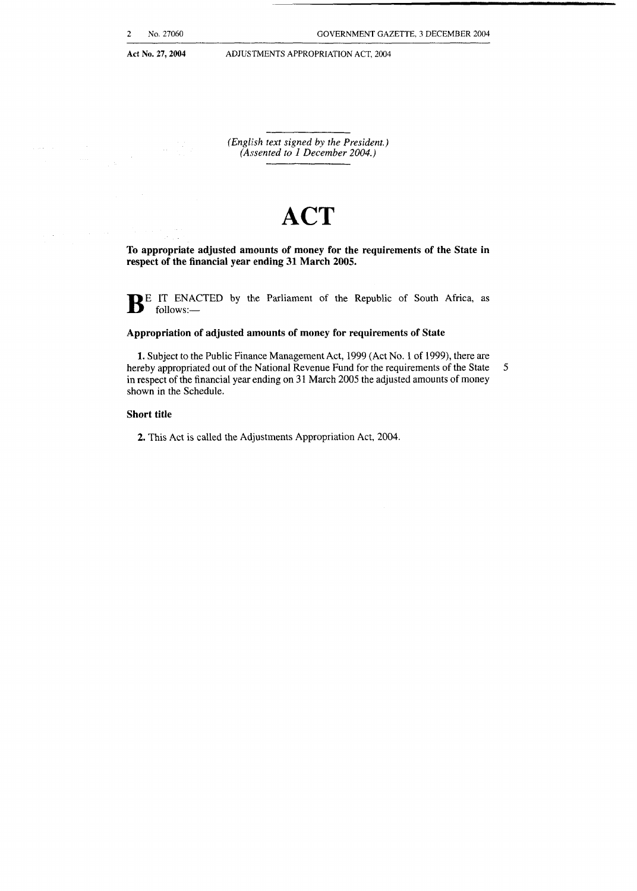*(English text signed by the President.)*
*(Assented to 1 December 2004.)*

# ACT

**To appropriate adjusted amounts of money for the requirements of the State in respect of the financial year ending 31 March 2005.**

BE IT ENACTED by the Parliament of the Republic of South Africa, as follows:—

### Appropriation of adjusted amounts of money for requirements of State

**1.** Subject to the Public Finance Management Act, 1999 (Act No. 1 of 1999), there are hereby appropriated out of the National Revenue Fund for the requirements of the State in respect of the financial year ending on 31 March 2005 the adjusted amounts of money shown in the Schedule.

### Short title

**2.** This Act is called the Adjustments Appropriation Act, 2004.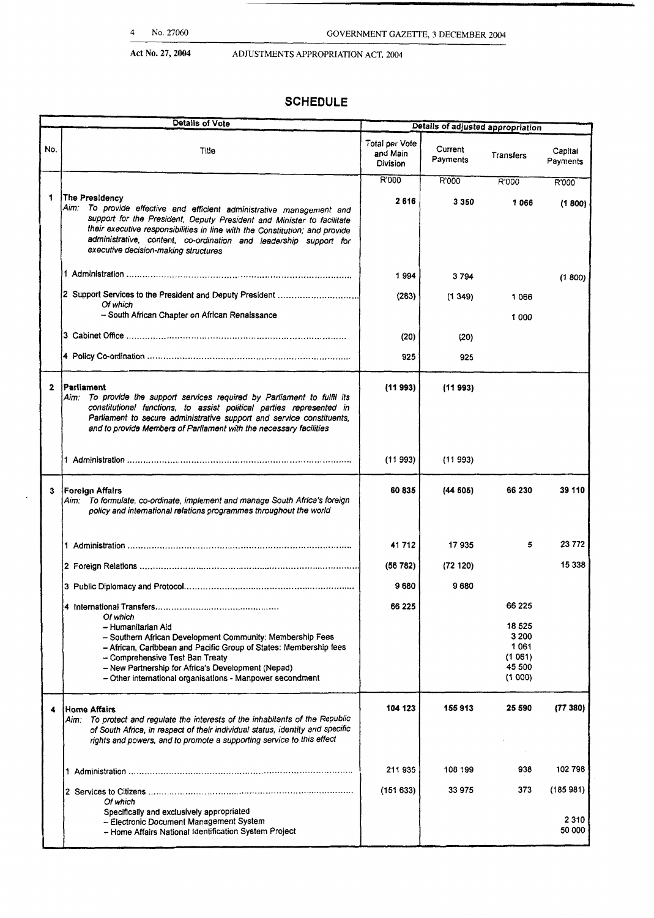Act No. 27, 2004 ADJUSTMENTS APPROPRIATION ACT, 2004

## SCHEDULE

| Details of Vote | | Details of adjusted appropriation | | | |
|---|---|---|---|---|---|
| No. | Title | Total per Vote and Main Division | Current Payments | Transfers | Capital Payments |
| | | R'000 | R'000 | R'000 | R'000 |
| **1** | **The Presidency**<br>*Aim: To provide effective and efficient administrative management and support for the President, Deputy President and Minister to facilitate their executive responsibilities in line with the Constitution; and provide administrative, content, co-ordination and leadership support for executive decision-making structures* | **2 616** | **3 350** | **1 066** | **(1 800)** |
| | 1 Administration | 1 994 | 3 794 | | (1 800) |
| | 2 Support Services to the President and Deputy President | (283) | (1 349) | 1 066 | |
| | *Of which* | | | | |
| | – South African Chapter on African Renaissance | | | 1 000 | |
| | 3 Cabinet Office | (20) | (20) | | |
| | 4 Policy Co-ordination | 925 | 925 | | |
| **2** | **Parliament**<br>*Aim: To provide the support services required by Parliament to fulfil its constitutional functions, to assist political parties represented in Parliament to secure administrative support and service constituents, and to provide Members of Parliament with the necessary facilities* | **(11 993)** | **(11 993)** | | |
| | 1 Administration | (11 993) | (11 993) | | |
| **3** | **Foreign Affairs**<br>*Aim: To formulate, co-ordinate, implement and manage South Africa's foreign policy and international relations programmes throughout the world* | **60 835** | **(44 505)** | **66 230** | **39 110** |
| | 1 Administration | 41 712 | 17 935 | 5 | 23 772 |
| | 2 Foreign Relations | (56 782) | (72 120) | | 15 338 |
| | 3 Public Diplomacy and Protocol | 9 680 | 9 680 | | |
| | 4 International Transfers | 66 225 | | 66 225 | |
| | *Of which* | | | | |
| | – Humanitarian Aid | | | 18 525 | |
| | – Southern African Development Community: Membership Fees | | | 3 200 | |
| | – African, Caribbean and Pacific Group of States: Membership fees | | | 1 061 | |
| | – Comprehensive Test Ban Treaty | | | (1 061) | |
| | – New Partnership for Africa's Development (Nepad) | | | 45 500 | |
| | – Other international organisations - Manpower secondment | | | (1 000) | |
| **4** | **Home Affairs**<br>*Aim: To protect and regulate the interests of the inhabitants of the Republic of South Africa, in respect of their individual status, identity and specific rights and powers, and to promote a supporting service to this effect* | **104 123** | **155 913** | **25 590** | **(77 380)** |
| | 1 Administration | 211 935 | 108 199 | 938 | 102 798 |
| | 2 Services to Citizens | (151 633) | 33 975 | 373 | (185 981) |
| | *Of which* | | | | |
| | Specifically and exclusively appropriated | | | | |
| | – Electronic Document Management System | | | | 2 310 |
| | – Home Affairs National Identification System Project | | | | 50 000 |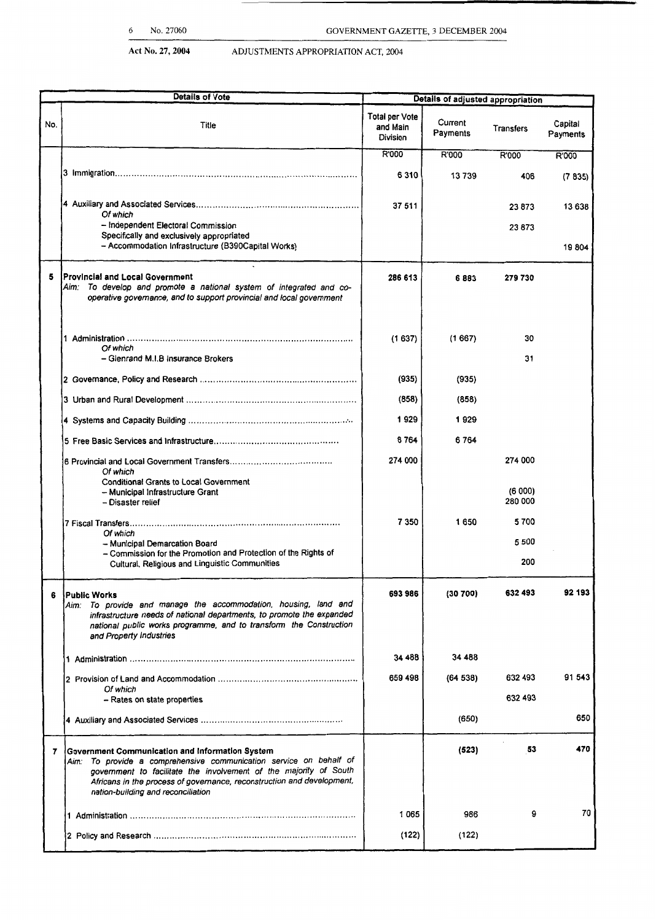Act No. 27, 2004 ADJUSTMENTS APPROPRIATION ACT, 2004

| Details of Vote | | Details of adjusted appropriation | | | |
|---|---|---|---|---|---|
| No. | Title | Total per Vote and Main Division | Current Payments | Transfers | Capital Payments |
| | | R'000 | R'000 | R'000 | R'000 |
| | 3 Immigration | 6 310 | 13 739 | 406 | (7 835) |
| | 4 Auxiliary and Associated Services | 37 511 | | 23 873 | 13 638 |
| | *Of which* | | | | |
| | – Independent Electoral Commission | | | 23 873 | |
| | Specifically and exclusively appropriated | | | | |
| | – Accommodation Infrastructure (B390Capital Works) | | | | 19 804 |
| **5** | **Provincial and Local Government**<br>*Aim: To develop and promote a national system of integrated and co-operative governance, and to support provincial and local government* | **286 613** | **6 883** | **279 730** | |
| | 1 Administration | (1 637) | (1 667) | 30 | |
| | *Of which* | | | | |
| | – Glenrand M.I.B Insurance Brokers | | | 31 | |
| | 2 Governance, Policy and Research | (935) | (935) | | |
| | 3 Urban and Rural Development | (858) | (858) | | |
| | 4 Systems and Capacity Building | 1 929 | 1 929 | | |
| | 5 Free Basic Services and Infrastructure | 6 764 | 6 764 | | |
| | 6 Provincial and Local Government Transfers | 274 000 | | 274 000 | |
| | *Of which* | | | | |
| | Conditional Grants to Local Government | | | | |
| | – Municipal Infrastructure Grant | | | (6 000) | |
| | – Disaster relief | | | 280 000 | |
| | 7 Fiscal Transfers | 7 350 | 1 650 | 5 700 | |
| | *Of which* | | | | |
| | – Municipal Demarcation Board | | | 5 500 | |
| | – Commission for the Promotion and Protection of the Rights of Cultural, Religious and Linguistic Communities | | | 200 | |
| **6** | **Public Works**<br>*Aim: To provide and manage the accommodation, housing, land and infrastructure needs of national departments, to promote the expanded national public works programme, and to transform the Construction and Property Industries* | **693 986** | **(30 700)** | **632 493** | **92 193** |
| | 1 Administration | 34 488 | 34 488 | | |
| | 2 Provision of Land and Accommodation | 659 498 | (64 538) | 632 493 | 91 543 |
| | *Of which* | | | | |
| | – Rates on state properties | | | 632 493 | |
| | 4 Auxiliary and Associated Services | | (650) | | 650 |
| **7** | **Government Communication and Information System**<br>*Aim: To provide a comprehensive communication service on behalf of government to facilitate the involvement of the majority of South Africans in the process of governance, reconstruction and development, nation-building and reconciliation* | | **(523)** | **53** | **470** |
| | 1 Administration | 1 065 | 986 | 9 | 70 |
| | 2 Policy and Research | (122) | (122) | | |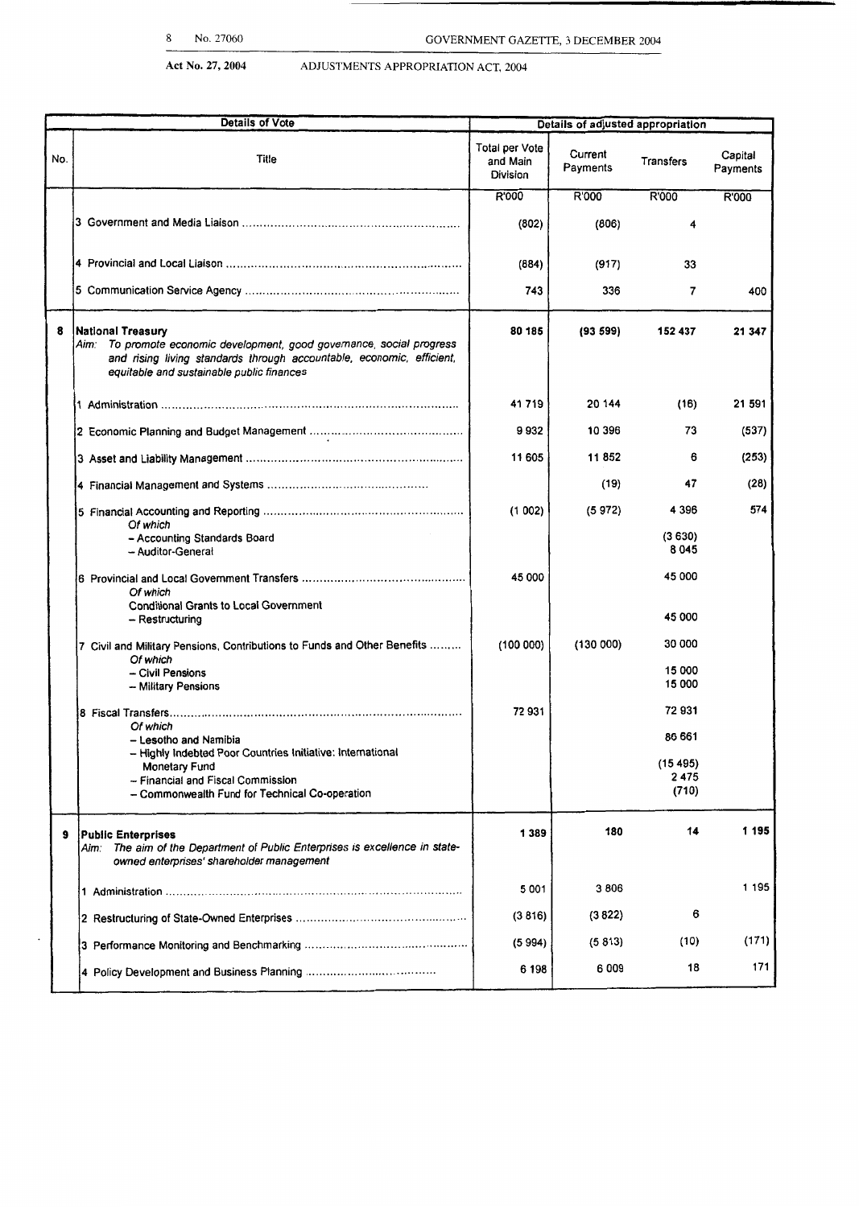Act No. 27, 2004 — ADJUSTMENTS APPROPRIATION ACT, 2004

| Details of Vote | | Details of adjusted appropriation | | | |
|---|---|---|---|---|---|
| No. | Title | Total per Vote and Main Division | Current Payments | Transfers | Capital Payments |
| | | R'000 | R'000 | R'000 | R'000 |
| | 3 Government and Media Liaison | (802) | (806) | 4 | |
| | 4 Provincial and Local Liaison | (884) | (917) | 33 | |
| | 5 Communication Service Agency | 743 | 336 | 7 | 400 |
| 8 | **National Treasury**<br>*Aim: To promote economic development, good governance, social progress and rising living standards through accountable, economic, efficient, equitable and sustainable public finances* | 80 185 | (93 599) | 152 437 | 21 347 |
| | 1 Administration | 41 719 | 20 144 | (16) | 21 591 |
| | 2 Economic Planning and Budget Management | 9 932 | 10 396 | 73 | (537) |
| | 3 Asset and Liability Management | 11 605 | 11 852 | 6 | (253) |
| | 4 Financial Management and Systems | | (19) | 47 | (28) |
| | 5 Financial Accounting and Reporting | (1 002) | (5 972) | 4 396 | 574 |
| | *Of which* | | | | |
| | – Accounting Standards Board | | | (3 630) | |
| | – Auditor-General | | | 8 045 | |
| | 6 Provincial and Local Government Transfers | 45 000 | | 45 000 | |
| | *Of which* | | | | |
| | Conditional Grants to Local Government | | | | |
| | – Restructuring | | | 45 000 | |
| | 7 Civil and Military Pensions, Contributions to Funds and Other Benefits | (100 000) | (130 000) | 30 000 | |
| | *Of which* | | | | |
| | – Civil Pensions | | | 15 000 | |
| | – Military Pensions | | | 15 000 | |
| | 8 Fiscal Transfers | 72 931 | | 72 931 | |
| | *Of which* | | | | |
| | – Lesotho and Namibia | | | 86 661 | |
| | – Highly Indebted Poor Countries Initiative: International Monetary Fund | | | (15 495) | |
| | – Financial and Fiscal Commission | | | 2 475 | |
| | – Commonwealth Fund for Technical Co-operation | | | (710) | |
| 9 | **Public Enterprises**<br>*Aim: The aim of the Department of Public Enterprises is excellence in state-owned enterprises' shareholder management* | 1 389 | 180 | 14 | 1 195 |
| | 1 Administration | 5 001 | 3 806 | | 1 195 |
| | 2 Restructuring of State-Owned Enterprises | (3 816) | (3 822) | 6 | |
| | 3 Performance Monitoring and Benchmarking | (5 994) | (5 813) | (10) | (171) |
| | 4 Policy Development and Business Planning | 6 198 | 6 009 | 18 | 171 |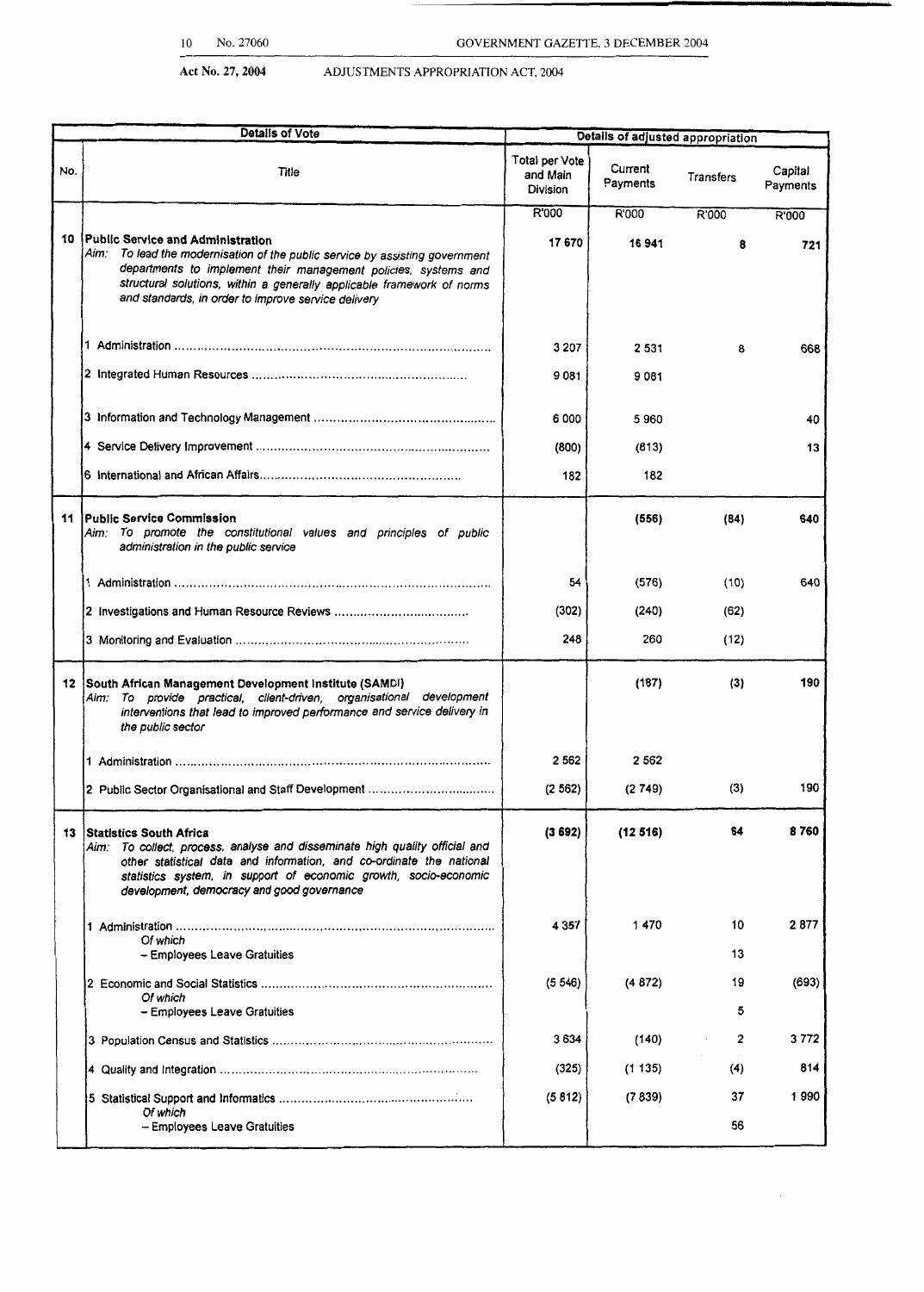Act No. 27, 2004 ADJUSTMENTS APPROPRIATION ACT, 2004

| Details of Vote | | Details of adjusted appropriation | | | |
|---|---|---|---|---|---|
| No. | Title | Total per Vote and Main Division | Current Payments | Transfers | Capital Payments |
| | | R'000 | R'000 | R'000 | R'000 |
| 10 | **Public Service and Administration**<br>*Aim: To lead the modernisation of the public service by assisting government departments to implement their management policies, systems and structural solutions, within a generally applicable framework of norms and standards, in order to improve service delivery* | **17 670** | **16 941** | **8** | **721** |
| | 1 Administration | 3 207 | 2 531 | 8 | 668 |
| | 2 Integrated Human Resources | 9 081 | 9 081 | | |
| | 3 Information and Technology Management | 6 000 | 5 960 | | 40 |
| | 4 Service Delivery Improvement | (800) | (813) | | 13 |
| | 6 International and African Affairs | 182 | 182 | | |
| 11 | **Public Service Commission**<br>*Aim: To promote the constitutional values and principles of public administration in the public service* | | **(556)** | **(84)** | **640** |
| | 1 Administration | 54 | (576) | (10) | 640 |
| | 2 Investigations and Human Resource Reviews | (302) | (240) | (62) | |
| | 3 Monitoring and Evaluation | 248 | 260 | (12) | |
| 12 | **South African Management Development Institute (SAMDI)**<br>*Aim: To provide practical, client-driven, organisational development interventions that lead to improved performance and service delivery in the public sector* | | **(187)** | **(3)** | **190** |
| | 1 Administration | 2 562 | 2 562 | | |
| | 2 Public Sector Organisational and Staff Development | (2 562) | (2 749) | (3) | 190 |
| 13 | **Statistics South Africa**<br>*Aim: To collect, process, analyse and disseminate high quality official and other statistical data and information, and co-ordinate the national statistics system, in support of economic growth, socio-economic development, democracy and good governance* | **(3 692)** | **(12 516)** | **64** | **8 760** |
| | 1 Administration | 4 357 | 1 470 | 10 | 2 877 |
| | *Of which*<br>– Employees Leave Gratuities | | | 13 | |
| | 2 Economic and Social Statistics | (5 546) | (4 872) | 19 | (693) |
| | *Of which*<br>– Employees Leave Gratuities | | | 5 | |
| | 3 Population Census and Statistics | 3 634 | (140) | 2 | 3 772 |
| | 4 Quality and Integration | (325) | (1 135) | (4) | 814 |
| | 5 Statistical Support and Informatics | (5 812) | (7 839) | 37 | 1 990 |
| | *Of which*<br>– Employees Leave Gratuities | | | 56 | |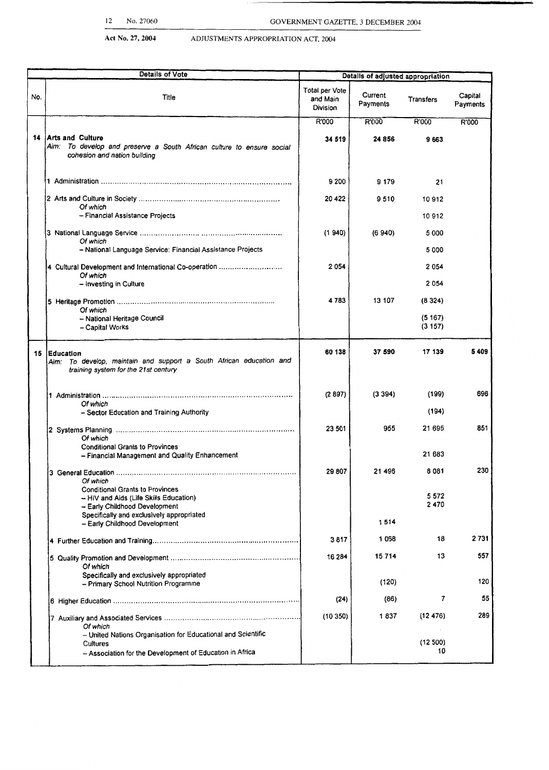| Details of Vote | | Details of adjusted appropriation | | | |
|---|---|---|---|---|---|
| No. | Title | Total per Vote and Main Division | Current Payments | Transfers | Capital Payments |
| | | R'000 | R'000 | R'000 | R'000 |
| 14 | **Arts and Culture** *Aim: To develop and preserve a South African culture to ensure social cohesion and nation building* | **34 519** | **24 856** | **9 663** | |
| | 1 Administration | 9 200 | 9 179 | 21 | |
| | 2 Arts and Culture in Society | 20 422 | 9 510 | 10 912 | |
| | *Of which* | | | | |
| | – Financial Assistance Projects | | | 10 912 | |
| | 3 National Language Service | (1 940) | (6 940) | 5 000 | |
| | *Of which* | | | | |
| | – National Language Service: Financial Assistance Projects | | | 5 000 | |
| | 4 Cultural Development and International Co-operation | 2 054 | | 2 054 | |
| | *Of which* | | | | |
| | – Investing in Culture | | | 2 054 | |
| | 5 Heritage Promotion | 4 783 | 13 107 | (8 324) | |
| | *Of which* | | | | |
| | – National Heritage Council | | | (5 167) | |
| | – Capital Works | | | (3 157) | |
| 15 | **Education** *Aim: To develop, maintain and support a South African education and training system for the 21st century* | **60 138** | **37 590** | **17 139** | **5 409** |
| | 1 Administration | (2 897) | (3 394) | (199) | 696 |
| | *Of which* | | | | |
| | – Sector Education and Training Authority | | | (194) | |
| | 2 Systems Planning | 23 501 | 955 | 21 695 | 851 |
| | *Of which* | | | | |
| | Conditional Grants to Provinces | | | | |
| | – Financial Management and Quality Enhancement | | | 21 683 | |
| | 3 General Education | 29 807 | 21 496 | 8 081 | 230 |
| | *Of which* | | | | |
| | Conditional Grants to Provinces | | | | |
| | – HIV and Aids (Life Skills Education) | | | 5 572 | |
| | – Early Childhood Development | | | 2 470 | |
| | Specifically and exclusively appropriated | | | | |
| | – Early Childhood Development | | 1 514 | | |
| | 4 Further Education and Training | 3 817 | 1 068 | 18 | 2 731 |
| | 5 Quality Promotion and Development | 16 284 | 15 714 | 13 | 557 |
| | *Of which* | | | | |
| | Specifically and exclusively appropriated | | | | |
| | – Primary School Nutrition Programme | | (120) | | 120 |
| | 6 Higher Education | (24) | (86) | 7 | 55 |
| | 7 Auxiliary and Associated Services | (10 350) | 1 837 | (12 476) | 289 |
| | *Of which* | | | | |
| | – United Nations Organisation for Educational and Scientific Cultures | | | (12 500) | |
| | – Association for the Development of Education in Africa | | | 10 | |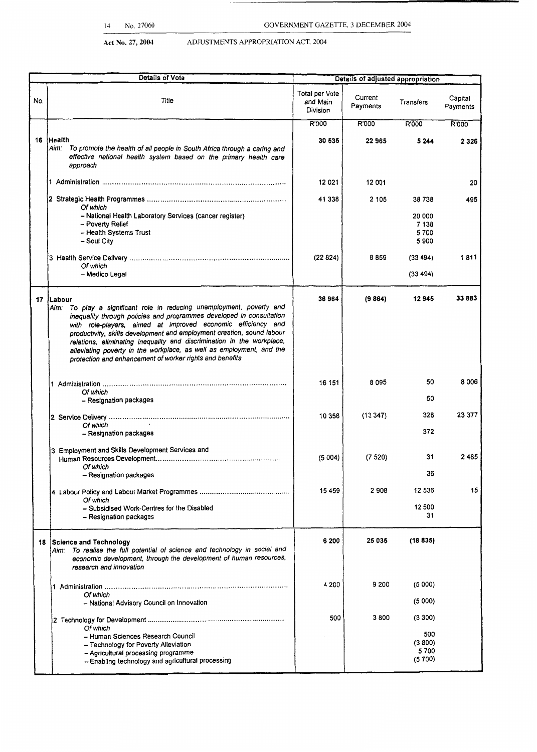**Act No. 27, 2004** ADJUSTMENTS APPROPRIATION ACT, 2004

| Details of Vote | | Details of adjusted appropriation | | | |
|---|---|---|---|---|---|
| No. | Title | Total per Vote and Main Division | Current Payments | Transfers | Capital Payments |
| | | R'000 | R'000 | R'000 | R'000 |
| 16 | **Health**<br>*Aim: To promote the health of all people in South Africa through a caring and effective national health system based on the primary health care approach* | **30 535** | **22 965** | **5 244** | **2 326** |
| | 1 Administration | 12 021 | 12 001 | | 20 |
| | 2 Strategic Health Programmes<br>*Of which*<br>– National Health Laboratory Services (cancer register)<br>– Poverty Relief<br>– Health Systems Trust<br>– Soul City | 41 338 | 2 105 | 38 738<br><br>20 000<br>7 138<br>5 700<br>5 900 | 495 |
| | 3 Health Service Delivery<br>*Of which*<br>– Medico Legal | (22 824) | 8 859 | (33 494)<br><br>(33 494) | 1 811 |
| 17 | **Labour**<br>*Aim: To play a significant role in reducing unemployment, poverty and inequality through policies and programmes developed in consultation with role-players, aimed at improved economic efficiency and productivity, skills development and employment creation, sound labour relations, eliminating inequality and discrimination in the workplace, alleviating poverty in the workplace, as well as employment, and the protection and enhancement of worker rights and benefits* | **36 964** | **(9 864)** | **12 945** | **33 883** |
| | 1 Administration<br>*Of which*<br>– Resignation packages | 16 151 | 8 095 | 50<br><br>50 | 8 006 |
| | 2 Service Delivery<br>*Of which*<br>– Resignation packages | 10 358 | (13 347) | 328<br><br>372 | 23 377 |
| | 3 Employment and Skills Development Services and Human Resources Development<br>*Of which*<br>– Resignation packages | (5 004) | (7 520) | 31<br><br>36 | 2 485 |
| | 4 Labour Policy and Labour Market Programmes<br>*Of which*<br>– Subsidised Work-Centres for the Disabled<br>– Resignation packages | 15 459 | 2 908 | 12 536<br><br>12 500<br>31 | 15 |
| 18 | **Science and Technology**<br>*Aim: To realise the full potential of science and technology in social and economic development, through the development of human resources, research and innovation* | **6 200** | **25 035** | **(18 835)** | |
| | 1 Administration<br>*Of which*<br>– National Advisory Council on Innovation | 4 200 | 9 200 | (5 000)<br><br>(5 000) | |
| | 2 Technology for Development<br>*Of which*<br>– Human Sciences Research Council<br>– Technology for Poverty Alleviation<br>– Agricultural processing programme<br>– Enabling technology and agricultural processing | 500 | 3 800 | (3 300)<br><br>500<br>(3 800)<br>5 700<br>(5 700) | |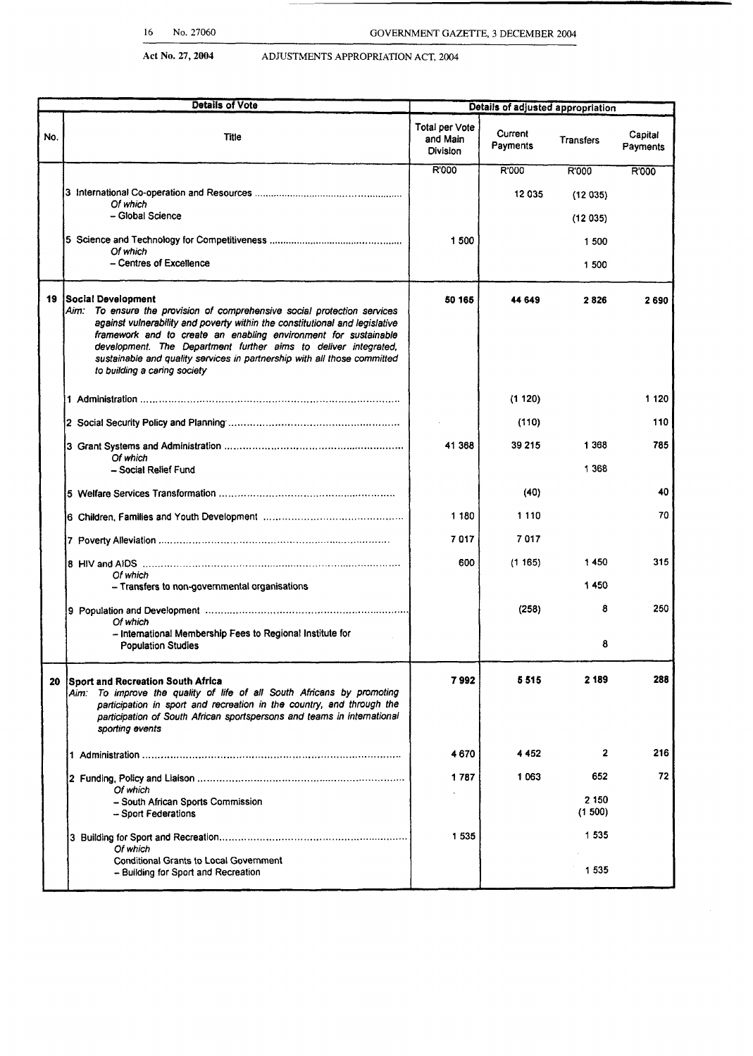Act No. 27, 2004 ADJUSTMENTS APPROPRIATION ACT, 2004

| Details of Vote | | Details of adjusted appropriation | | | |
|---|---|---|---|---|---|
| No. | Title | Total per Vote and Main Division | Current Payments | Transfers | Capital Payments |
| | | R'000 | R'000 | R'000 | R'000 |
| | 3 International Co-operation and Resources | | 12 035 | (12 035) | |
| | *Of which* | | | | |
| | – Global Science | | | (12 035) | |
| | 5 Science and Technology for Competitiveness | 1 500 | | 1 500 | |
| | *Of which* | | | | |
| | – Centres of Excellence | | | 1 500 | |
| 19 | **Social Development** | **50 165** | **44 649** | **2 826** | **2 690** |
| | *Aim: To ensure the provision of comprehensive social protection services against vulnerability and poverty within the constitutional and legislative framework and to create an enabling environment for sustainable development. The Department further aims to deliver integrated, sustainable and quality services in partnership with all those committed to building a caring society* | | | | |
| | 1 Administration | | (1 120) | | 1 120 |
| | 2 Social Security Policy and Planning | | (110) | | 110 |
| | 3 Grant Systems and Administration | 41 368 | 39 215 | 1 368 | 785 |
| | *Of which* | | | | |
| | – Social Relief Fund | | | 1 368 | |
| | 5 Welfare Services Transformation | | (40) | | 40 |
| | 6 Children, Families and Youth Development | 1 180 | 1 110 | | 70 |
| | 7 Poverty Alleviation | 7 017 | 7 017 | | |
| | 8 HIV and AIDS | 600 | (1 165) | 1 450 | 315 |
| | *Of which* | | | | |
| | – Transfers to non-governmental organisations | | | 1 450 | |
| | 9 Population and Development | | (258) | 8 | 250 |
| | *Of which* | | | | |
| | – International Membership Fees to Regional Institute for Population Studies | | | 8 | |
| 20 | **Sport and Recreation South Africa** | **7 992** | **5 515** | **2 189** | **288** |
| | *Aim: To improve the quality of life of all South Africans by promoting participation in sport and recreation in the country, and through the participation of South African sportspersons and teams in international sporting events* | | | | |
| | 1 Administration | 4 670 | 4 452 | 2 | 216 |
| | 2 Funding, Policy and Liaison | 1 787 | 1 063 | 652 | 72 |
| | *Of which* | | | | |
| | – South African Sports Commission | | | 2 150 | |
| | – Sport Federations | | | (1 500) | |
| | 3 Building for Sport and Recreation | 1 535 | | 1 535 | |
| | *Of which* | | | | |
| | Conditional Grants to Local Government | | | | |
| | – Building for Sport and Recreation | | | 1 535 | |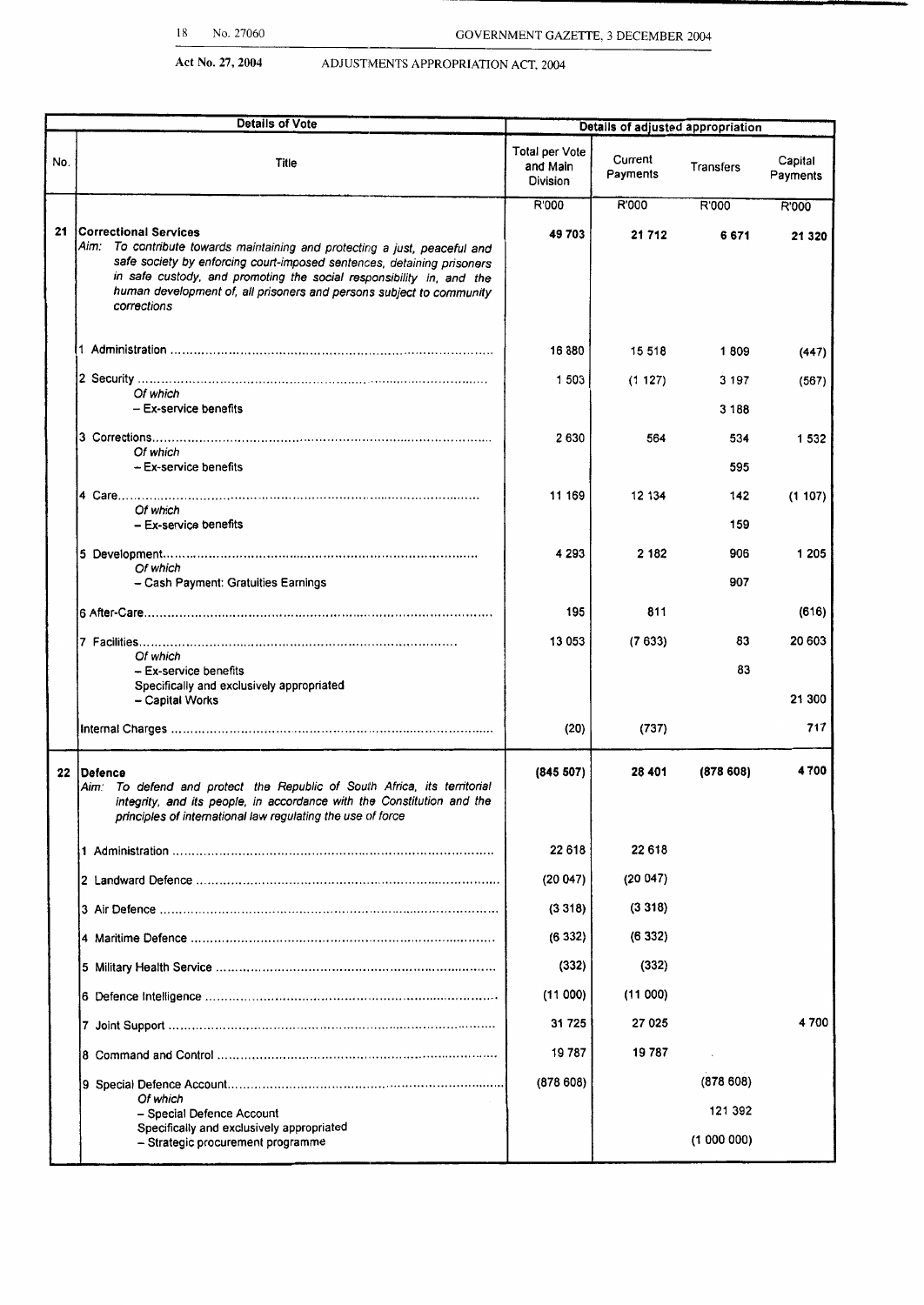Act No. 27, 2004 ADJUSTMENTS APPROPRIATION ACT, 2004

| Details of Vote | | Details of adjusted appropriation | | | |
|---|---|---|---|---|---|
| No. | Title | Total per Vote and Main Division | Current Payments | Transfers | Capital Payments |
| | | R'000 | R'000 | R'000 | R'000 |
| **21** | **Correctional Services**<br>*Aim: To contribute towards maintaining and protecting a just, peaceful and safe society by enforcing court-imposed sentences, detaining prisoners in safe custody, and promoting the social responsibility in, and the human development of, all prisoners and persons subject to community corrections* | **49 703** | **21 712** | **6 671** | **21 320** |
| | 1 Administration | 16 880 | 15 518 | 1 809 | (447) |
| | 2 Security | 1 503 | (1 127) | 3 197 | (567) |
| | *Of which*<br>– Ex-service benefits | | | 3 188 | |
| | 3 Corrections | 2 630 | 564 | 534 | 1 532 |
| | *Of which*<br>– Ex-service benefits | | | 595 | |
| | 4 Care | 11 169 | 12 134 | 142 | (1 107) |
| | *Of which*<br>– Ex-service benefits | | | 159 | |
| | 5 Development | 4 293 | 2 182 | 906 | 1 205 |
| | *Of which*<br>– Cash Payment: Gratuities Earnings | | | 907 | |
| | 6 After-Care | 195 | 811 | | (616) |
| | 7 Facilities | 13 053 | (7 633) | 83 | 20 603 |
| | *Of which*<br>– Ex-service benefits | | | 83 | |
| | Specifically and exclusively appropriated<br>– Capital Works | | | | 21 300 |
| | Internal Charges | (20) | (737) | | 717 |
| **22** | **Defence**<br>*Aim: To defend and protect the Republic of South Africa, its territorial integrity, and its people, in accordance with the Constitution and the principles of international law regulating the use of force* | **(845 507)** | **28 401** | **(878 608)** | **4 700** |
| | 1 Administration | 22 618 | 22 618 | | |
| | 2 Landward Defence | (20 047) | (20 047) | | |
| | 3 Air Defence | (3 318) | (3 318) | | |
| | 4 Maritime Defence | (6 332) | (6 332) | | |
| | 5 Military Health Service | (332) | (332) | | |
| | 6 Defence Intelligence | (11 000) | (11 000) | | |
| | 7 Joint Support | 31 725 | 27 025 | | 4 700 |
| | 8 Command and Control | 19 787 | 19 787 | | |
| | 9 Special Defence Account | (878 608) | | (878 608) | |
| | *Of which*<br>– Special Defence Account | | | 121 392 | |
| | Specifically and exclusively appropriated<br>– Strategic procurement programme | | | (1 000 000) | |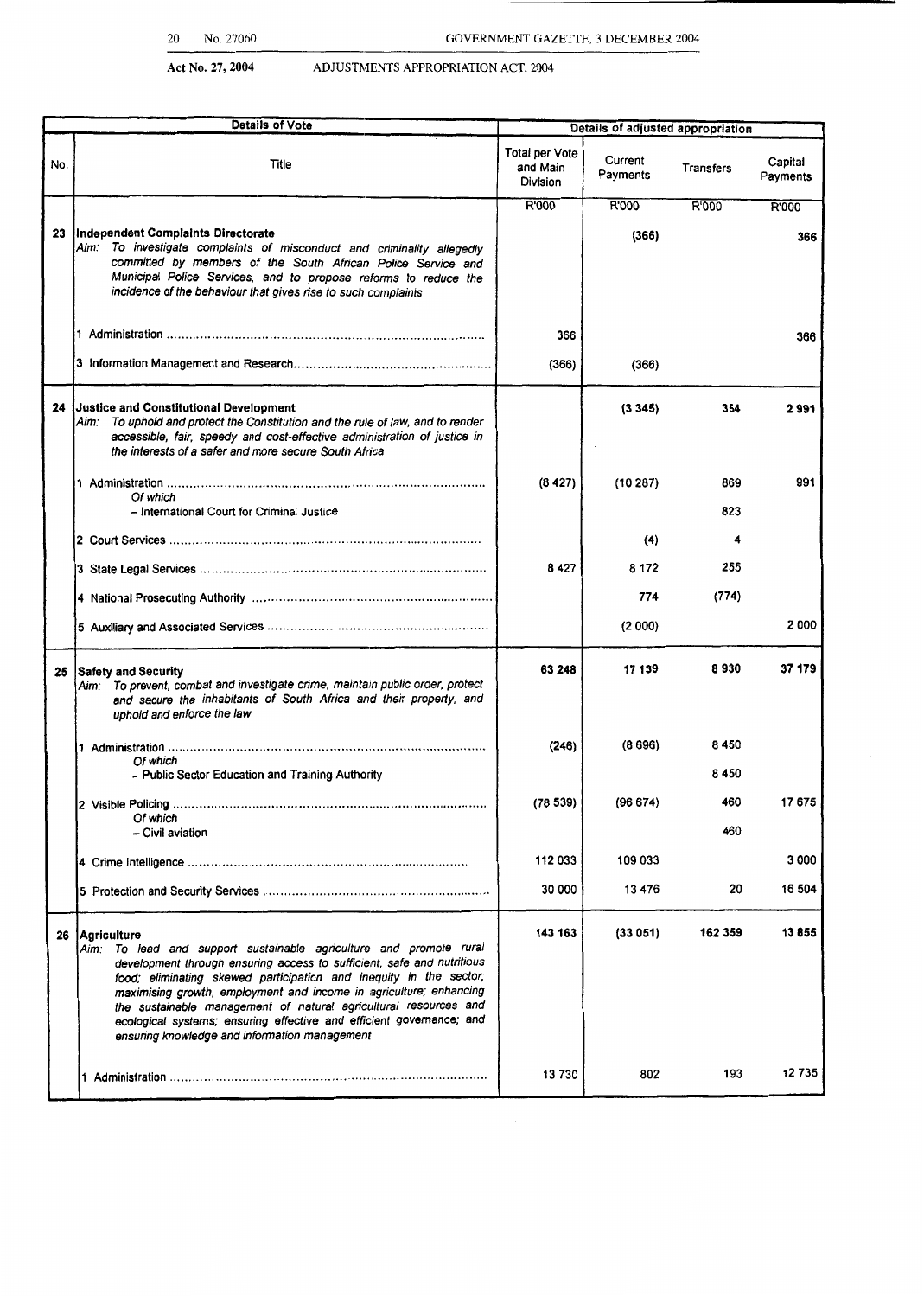Act No. 27, 2004 ADJUSTMENTS APPROPRIATION ACT, 2004

| Details of Vote | | Details of adjusted appropriation | | | |
|---|---|---|---|---|---|
| No. | Title | Total per Vote and Main Division | Current Payments | Transfers | Capital Payments |
| | | R'000 | R'000 | R'000 | R'000 |
| 23 | **Independent Complaints Directorate**<br>*Aim: To investigate complaints of misconduct and criminality allegedly committed by members of the South African Police Service and Municipal Police Services, and to propose reforms to reduce the incidence of the behaviour that gives rise to such complaints* | | **(366)** | | **366** |
| | 1 Administration | 366 | | | 366 |
| | 3 Information Management and Research | (366) | (366) | | |
| 24 | **Justice and Constitutional Development**<br>*Aim: To uphold and protect the Constitution and the rule of law, and to render accessible, fair, speedy and cost-effective administration of justice in the interests of a safer and more secure South Africa* | | **(3 345)** | **354** | **2 991** |
| | 1 Administration<br>*Of which*<br>– International Court for Criminal Justice | (8 427) | (10 287) | 869<br><br>823 | 991 |
| | 2 Court Services | | (4) | 4 | |
| | 3 State Legal Services | 8 427 | 8 172 | 255 | |
| | 4 National Prosecuting Authority | | 774 | (774) | |
| | 5 Auxiliary and Associated Services | | (2 000) | | 2 000 |
| 25 | **Safety and Security**<br>*Aim: To prevent, combat and investigate crime, maintain public order, protect and secure the inhabitants of South Africa and their property, and uphold and enforce the law* | **63 248** | **17 139** | **8 930** | **37 179** |
| | 1 Administration<br>*Of which*<br>– Public Sector Education and Training Authority | (246) | (8 696) | 8 450<br><br>8 450 | |
| | 2 Visible Policing<br>*Of which*<br>– Civil aviation | (78 539) | (96 674) | 460<br><br>460 | 17 675 |
| | 4 Crime Intelligence | 112 033 | 109 033 | | 3 000 |
| | 5 Protection and Security Services | 30 000 | 13 476 | 20 | 16 504 |
| 26 | **Agriculture**<br>*Aim: To lead and support sustainable agriculture and promote rural development through ensuring access to sufficient, safe and nutritious food; eliminating skewed participation and inequity in the sector; maximising growth, employment and income in agriculture; enhancing the sustainable management of natural agricultural resources and ecological systems; ensuring effective and efficient governance; and ensuring knowledge and information management* | **143 163** | **(33 051)** | **162 359** | **13 855** |
| | 1 Administration | 13 730 | 802 | 193 | 12 735 |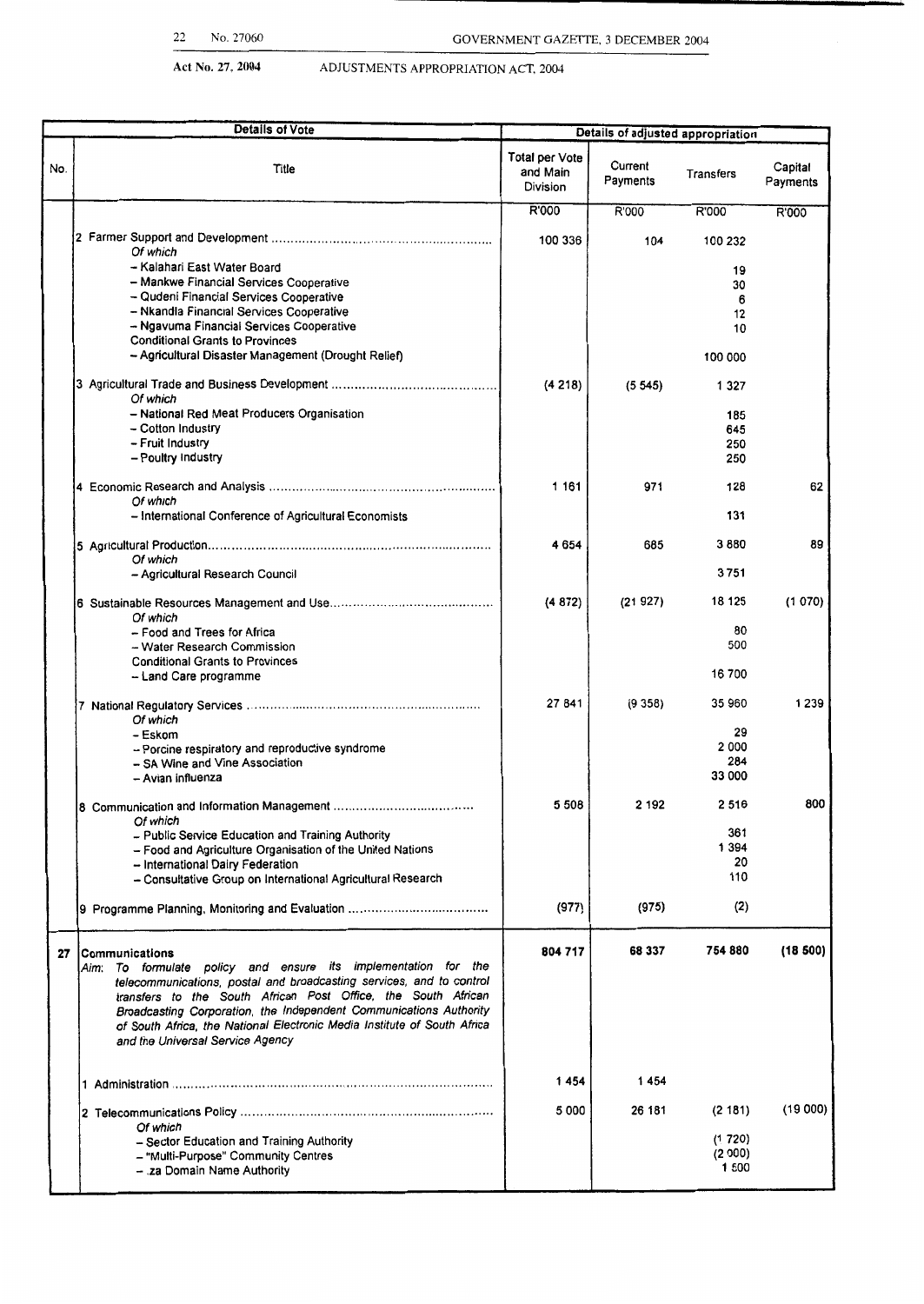Act No. 27, 2004 ADJUSTMENTS APPROPRIATION ACT, 2004

| Details of Vote | | Details of adjusted appropriation | | | |
|---|---|---|---|---|---|
| No. | Title | Total per Vote and Main Division | Current Payments | Transfers | Capital Payments |
| | | R'000 | R'000 | R'000 | R'000 |
| | 2 Farmer Support and Development ............ | 100 336 | 104 | 100 232 | |
| | *Of which* | | | | |
| | – Kalahari East Water Board | | | 19 | |
| | – Mankwe Financial Services Cooperative | | | 30 | |
| | – Qudeni Financial Services Cooperative | | | 6 | |
| | – Nkandla Financial Services Cooperative | | | 12 | |
| | – Ngavuma Financial Services Cooperative | | | 10 | |
| | Conditional Grants to Provinces | | | | |
| | – Agricultural Disaster Management (Drought Relief) | | | 100 000 | |
| | 3 Agricultural Trade and Business Development ............ | (4 218) | (5 545) | 1 327 | |
| | *Of which* | | | | |
| | – National Red Meat Producers Organisation | | | 185 | |
| | – Cotton Industry | | | 645 | |
| | – Fruit Industry | | | 250 | |
| | – Poultry Industry | | | 250 | |
| | 4 Economic Research and Analysis ............ | 1 161 | 971 | 128 | 62 |
| | *Of which* | | | | |
| | – International Conference of Agricultural Economists | | | 131 | |
| | 5 Agricultural Production............ | 4 654 | 685 | 3 880 | 89 |
| | *Of which* | | | | |
| | – Agricultural Research Council | | | 3 751 | |
| | 6 Sustainable Resources Management and Use............ | (4 872) | (21 927) | 18 125 | (1 070) |
| | *Of which* | | | | |
| | – Food and Trees for Africa | | | 80 | |
| | – Water Research Commission | | | 500 | |
| | Conditional Grants to Provinces | | | | |
| | – Land Care programme | | | 16 700 | |
| | 7 National Regulatory Services ............ | 27 841 | (9 358) | 35 960 | 1 239 |
| | *Of which* | | | | |
| | – Eskom | | | 29 | |
| | – Porcine respiratory and reproductive syndrome | | | 2 000 | |
| | – SA Wine and Vine Association | | | 284 | |
| | – Avian influenza | | | 33 000 | |
| | 8 Communication and Information Management ............ | 5 508 | 2 192 | 2 516 | 800 |
| | *Of which* | | | | |
| | – Public Service Education and Training Authority | | | 361 | |
| | – Food and Agriculture Organisation of the United Nations | | | 1 394 | |
| | – International Dairy Federation | | | 20 | |
| | – Consultative Group on International Agricultural Research | | | 110 | |
| | 9 Programme Planning, Monitoring and Evaluation ............ | (977) | (975) | (2) | |
| 27 | **Communications** | **804 717** | **68 337** | **754 880** | **(18 500)** |
| | *Aim: To formulate policy and ensure its implementation for the telecommunications, postal and broadcasting services, and to control transfers to the South African Post Office, the South African Broadcasting Corporation, the Independent Communications Authority of South Africa, the National Electronic Media Institute of South Africa and the Universal Service Agency* | | | | |
| | 1 Administration ............ | 1 454 | 1 454 | | |
| | 2 Telecommunications Policy ............ | 5 000 | 26 181 | (2 181) | (19 000) |
| | *Of which* | | | | |
| | – Sector Education and Training Authority | | | (1 720) | |
| | – "Multi-Purpose" Community Centres | | | (2 000) | |
| | – .za Domain Name Authority | | | 1 500 | |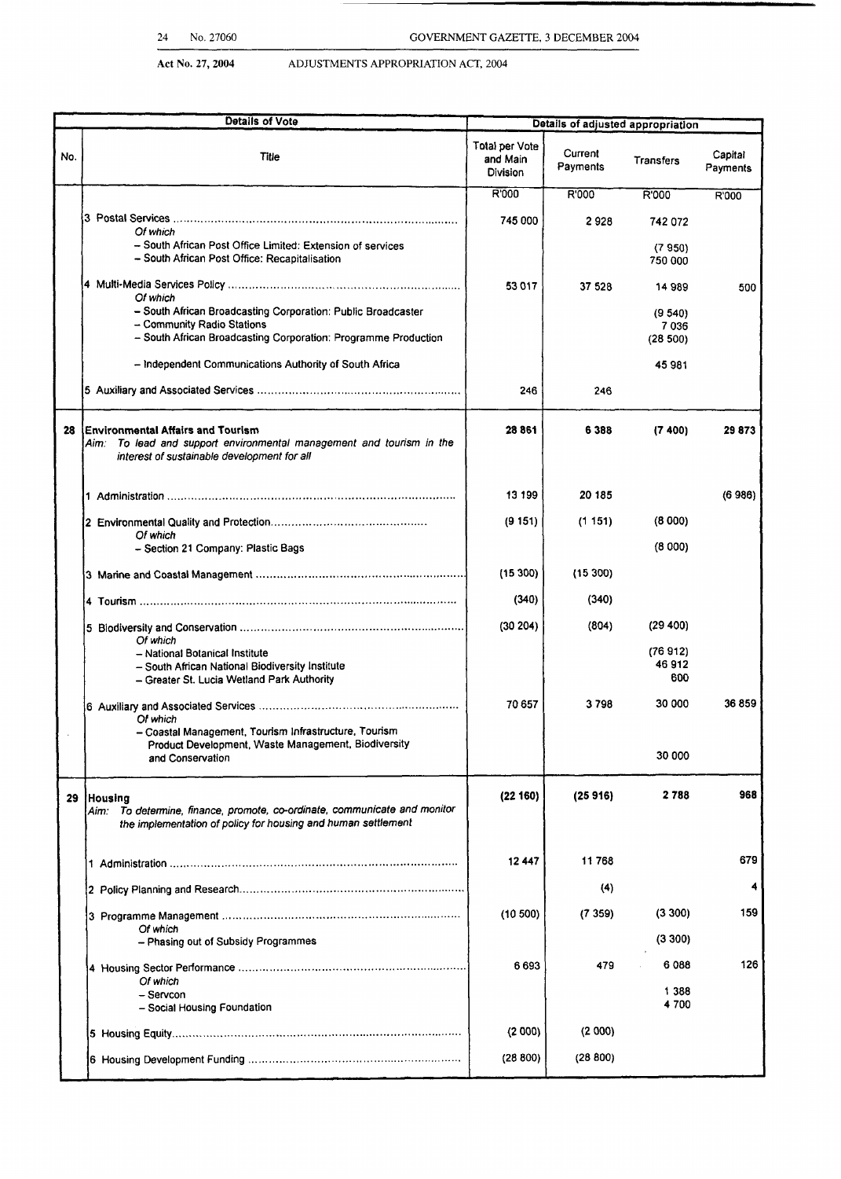Act No. 27, 2004 ADJUSTMENTS APPROPRIATION ACT, 2004

| Details of Vote | | Details of adjusted appropriation | | | |
|---|---|---|---|---|---|
| No. | Title | Total per Vote and Main Division | Current Payments | Transfers | Capital Payments |
| | | R'000 | R'000 | R'000 | R'000 |
| | 3 Postal Services ................ *Of which* | 745 000 | 2 928 | 742 072 | |
| | – South African Post Office Limited: Extension of services | | | (7 950) | |
| | – South African Post Office: Recapitalisation | | | 750 000 | |
| | 4 Multi-Media Services Policy ................ *Of which* | 53 017 | 37 528 | 14 989 | 500 |
| | – South African Broadcasting Corporation: Public Broadcaster | | | (9 540) | |
| | – Community Radio Stations | | | 7 036 | |
| | – South African Broadcasting Corporation: Programme Production | | | (28 500) | |
| | – Independent Communications Authority of South Africa | | | 45 981 | |
| | 5 Auxiliary and Associated Services ................ | 246 | 246 | | |
| 28 | **Environmental Affairs and Tourism** *Aim: To lead and support environmental management and tourism in the interest of sustainable development for all* | 28 861 | 6 388 | (7 400) | 29 873 |
| | 1 Administration ................ | 13 199 | 20 185 | | (6 986) |
| | 2 Environmental Quality and Protection ................ *Of which* | (9 151) | (1 151) | (8 000) | |
| | – Section 21 Company: Plastic Bags | | | (8 000) | |
| | 3 Marine and Coastal Management ................ | (15 300) | (15 300) | | |
| | 4 Tourism ................ | (340) | (340) | | |
| | 5 Biodiversity and Conservation ................ *Of which* | (30 204) | (804) | (29 400) | |
| | – National Botanical Institute | | | (76 912) | |
| | – South African National Biodiversity Institute | | | 46 912 | |
| | – Greater St. Lucia Wetland Park Authority | | | 600 | |
| | 6 Auxiliary and Associated Services ................ *Of which* | 70 657 | 3 798 | 30 000 | 36 859 |
| | – Coastal Management, Tourism Infrastructure, Tourism Product Development, Waste Management, Biodiversity and Conservation | | | 30 000 | |
| 29 | **Housing** *Aim: To determine, finance, promote, co-ordinate, communicate and monitor the implementation of policy for housing and human settlement* | (22 160) | (25 916) | 2 788 | 968 |
| | 1 Administration ................ | 12 447 | 11 768 | | 679 |
| | 2 Policy Planning and Research ................ | | (4) | | 4 |
| | 3 Programme Management ................ *Of which* | (10 500) | (7 359) | (3 300) | 159 |
| | – Phasing out of Subsidy Programmes | | | (3 300) | |
| | 4 Housing Sector Performance ................ *Of which* | 6 693 | 479 | 6 088 | 126 |
| | – Servcon | | | 1 388 | |
| | – Social Housing Foundation | | | 4 700 | |
| | 5 Housing Equity ................ | (2 000) | (2 000) | | |
| | 6 Housing Development Funding ................ | (28 800) | (28 800) | | |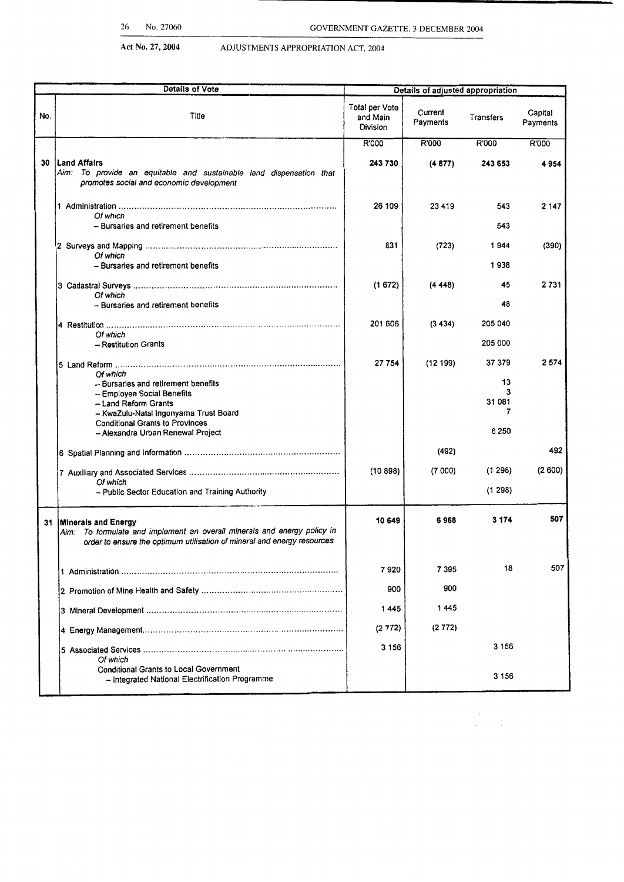Act No. 27, 2004 — ADJUSTMENTS APPROPRIATION ACT, 2004

| Details of Vote | | Details of adjusted appropriation | | | |
|---|---|---|---|---|---|
| No. | Title | Total per Vote and Main Division | Current Payments | Transfers | Capital Payments |
| | | R'000 | R'000 | R'000 | R'000 |
| **30** | **Land Affairs**<br>*Aim: To provide an equitable and sustainable land dispensation that promotes social and economic development* | **243 730** | **(4 877)** | **243 653** | **4 954** |
| | 1 Administration<br>*Of which*<br>– Bursaries and retirement benefits | 26 109 | 23 419 | 543<br><br>543 | 2 147 |
| | 2 Surveys and Mapping<br>*Of which*<br>– Bursaries and retirement benefits | 831 | (723) | 1 944<br><br>1 938 | (390) |
| | 3 Cadastral Surveys<br>*Of which*<br>– Bursaries and retirement benefits | (1 672) | (4 448) | 45<br><br>48 | 2 731 |
| | 4 Restitution<br>*Of which*<br>– Restitution Grants | 201 606 | (3 434) | 205 040<br><br>205 000 | |
| | 5 Land Reform<br>*Of which*<br>– Bursaries and retirement benefits<br>– Employee Social Benefits<br>– Land Reform Grants<br>– KwaZulu-Natal Ingonyama Trust Board<br>Conditional Grants to Provinces<br>– Alexandra Urban Renewal Project | 27 754 | (12 199) | 37 379<br><br>13<br>3<br>31 081<br>7<br><br>6 250 | 2 574 |
| | 6 Spatial Planning and Information | | (492) | | 492 |
| | 7 Auxiliary and Associated Services<br>*Of which*<br>– Public Sector Education and Training Authority | (10 898) | (7 000) | (1 298)<br><br>(1 298) | (2 600) |
| **31** | **Minerals and Energy**<br>*Aim: To formulate and implement an overall minerals and energy policy in order to ensure the optimum utilisation of mineral and energy resources* | **10 649** | **6 968** | **3 174** | **507** |
| | 1 Administration | 7 920 | 7 395 | 18 | 507 |
| | 2 Promotion of Mine Health and Safety | 900 | 900 | | |
| | 3 Mineral Development | 1 445 | 1 445 | | |
| | 4 Energy Management | (2 772) | (2 772) | | |
| | 5 Associated Services<br>*Of which*<br>Conditional Grants to Local Government<br>– Integrated National Electrification Programme | 3 156 | | 3 156<br><br><br>3 156 | |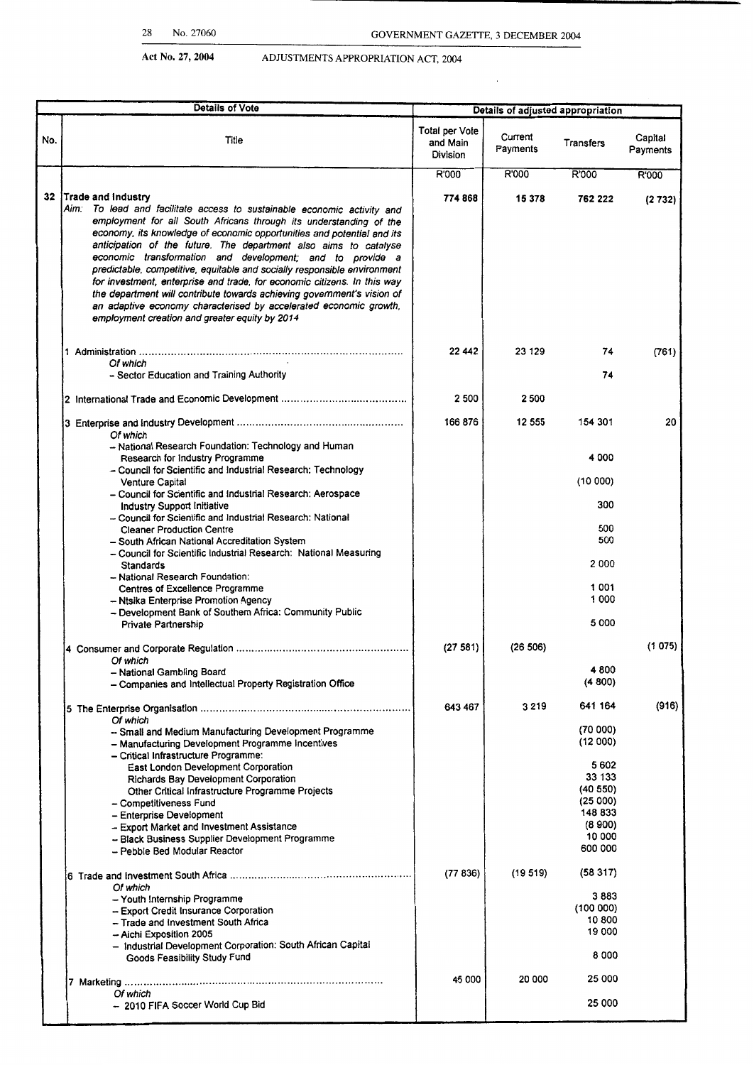Act No. 27, 2004 ADJUSTMENTS APPROPRIATION ACT, 2004

| Details of Vote | | Details of adjusted appropriation | | | |
|---|---|---|---|---|---|
| No. | Title | Total per Vote and Main Division | Current Payments | Transfers | Capital Payments |
| | | R'000 | R'000 | R'000 | R'000 |
| 32 | **Trade and Industry**<br>*Aim: To lead and facilitate access to sustainable economic activity and employment for all South Africans through its understanding of the economy, its knowledge of economic opportunities and potential and its anticipation of the future. The department also aims to catalyse economic transformation and development; and to provide a predictable, competitive, equitable and socially responsible environment for investment, enterprise and trade, for economic citizens. In this way the department will contribute towards achieving government's vision of an adaptive economy characterised by accelerated economic growth, employment creation and greater equity by 2014* | **774 868** | **15 378** | **762 222** | **(2 732)** |
| | 1 Administration | 22 442 | 23 129 | 74 | (761) |
| | *Of which* | | | | |
| | - Sector Education and Training Authority | | | 74 | |
| | 2 International Trade and Economic Development | 2 500 | 2 500 | | |
| | 3 Enterprise and Industry Development | 166 876 | 12 555 | 154 301 | 20 |
| | *Of which* | | | | |
| | - National Research Foundation: Technology and Human Research for Industry Programme | | | 4 000 | |
| | - Council for Scientific and Industrial Research: Technology Venture Capital | | | (10 000) | |
| | - Council for Scientific and Industrial Research: Aerospace Industry Support Initiative | | | 300 | |
| | - Council for Scientific and Industrial Research: National Cleaner Production Centre | | | 500 | |
| | - South African National Accreditation System | | | 500 | |
| | - Council for Scientific Industrial Research: National Measuring Standards | | | 2 000 | |
| | - National Research Foundation: Centres of Excellence Programme | | | 1 001 | |
| | - Ntsika Enterprise Promotion Agency | | | 1 000 | |
| | - Development Bank of Southern Africa: Community Public Private Partnership | | | 5 000 | |
| | 4 Consumer and Corporate Regulation | (27 581) | (26 506) | | (1 075) |
| | *Of which* | | | | |
| | - National Gambling Board | | | 4 800 | |
| | - Companies and Intellectual Property Registration Office | | | (4 800) | |
| | 5 The Enterprise Organisation | 643 467 | 3 219 | 641 164 | (916) |
| | *Of which* | | | | |
| | - Small and Medium Manufacturing Development Programme | | | (70 000) | |
| | - Manufacturing Development Programme Incentives | | | (12 000) | |
| | - Critical Infrastructure Programme: | | | | |
| | East London Development Corporation | | | 5 602 | |
| | Richards Bay Development Corporation | | | 33 133 | |
| | Other Critical Infrastructure Programme Projects | | | (40 550) | |
| | - Competitiveness Fund | | | (25 000) | |
| | - Enterprise Development | | | 148 833 | |
| | - Export Market and Investment Assistance | | | (8 900) | |
| | - Black Business Supplier Development Programme | | | 10 000 | |
| | - Pebble Bed Modular Reactor | | | 600 000 | |
| | 6 Trade and Investment South Africa | (77 836) | (19 519) | (58 317) | |
| | *Of which* | | | | |
| | - Youth Internship Programme | | | 3 883 | |
| | - Export Credit Insurance Corporation | | | (100 000) | |
| | - Trade and Investment South Africa | | | 10 800 | |
| | - Aichi Exposition 2005 | | | 19 000 | |
| | - Industrial Development Corporation: South African Capital Goods Feasibility Study Fund | | | 8 000 | |
| | 7 Marketing | 45 000 | 20 000 | 25 000 | |
| | *Of which* | | | | |
| | - 2010 FIFA Soccer World Cup Bid | | | 25 000 | |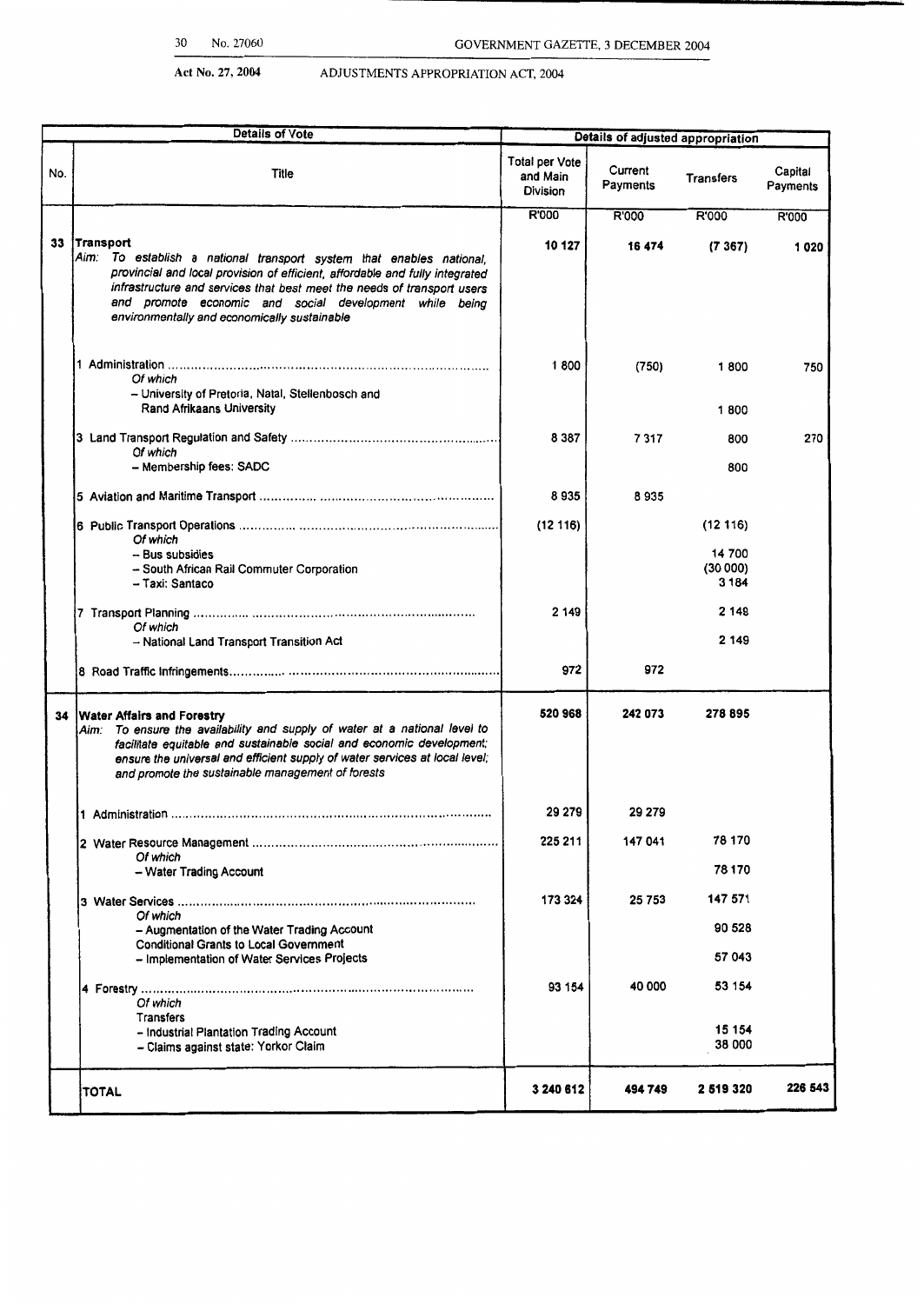Act No. 27, 2004 ADJUSTMENTS APPROPRIATION ACT, 2004

| Details of Vote | | Details of adjusted appropriation | | | |
|---|---|---|---|---|---|
| No. | Title | Total per Vote and Main Division | Current Payments | Transfers | Capital Payments |
| | | R'000 | R'000 | R'000 | R'000 |
| 33 | **Transport**<br>*Aim: To establish a national transport system that enables national, provincial and local provision of efficient, affordable and fully integrated infrastructure and services that best meet the needs of transport users and promote economic and social development while being environmentally and economically sustainable* | **10 127** | **16 474** | **(7 367)** | **1 020** |
| | 1 Administration<br>*Of which*<br>– University of Pretoria, Natal, Stellenbosch and Rand Afrikaans University | 1 800 | (750) | 1 800<br><br>1 800 | 750 |
| | 3 Land Transport Regulation and Safety<br>*Of which*<br>– Membership fees: SADC | 8 387 | 7 317 | 800<br><br>800 | 270 |
| | 5 Aviation and Maritime Transport | 8 935 | 8 935 | | |
| | 6 Public Transport Operations<br>*Of which*<br>– Bus subsidies<br>– South African Rail Commuter Corporation<br>– Taxi: Santaco | (12 116) | | (12 116)<br><br>14 700<br>(30 000)<br>3 184 | |
| | 7 Transport Planning<br>*Of which*<br>– National Land Transport Transition Act | 2 149 | | 2 149<br><br>2 149 | |
| | 8 Road Traffic Infringements | 972 | 972 | | |
| 34 | **Water Affairs and Forestry**<br>*Aim: To ensure the availability and supply of water at a national level to facilitate equitable and sustainable social and economic development; ensure the universal and efficient supply of water services at local level; and promote the sustainable management of forests* | **520 968** | **242 073** | **278 895** | |
| | 1 Administration | 29 279 | 29 279 | | |
| | 2 Water Resource Management<br>*Of which*<br>– Water Trading Account | 225 211 | 147 041 | 78 170<br><br>78 170 | |
| | 3 Water Services<br>*Of which*<br>– Augmentation of the Water Trading Account<br>Conditional Grants to Local Government<br>– Implementation of Water Services Projects | 173 324 | 25 753 | 147 571<br><br>90 528<br><br>57 043 | |
| | 4 Forestry<br>*Of which*<br>Transfers<br>– Industrial Plantation Trading Account<br>– Claims against state: Yorkor Claim | 93 154 | 40 000 | 53 154<br><br><br>15 154<br>38 000 | |
| | **TOTAL** | **3 240 612** | **494 749** | **2 519 320** | **226 543** |